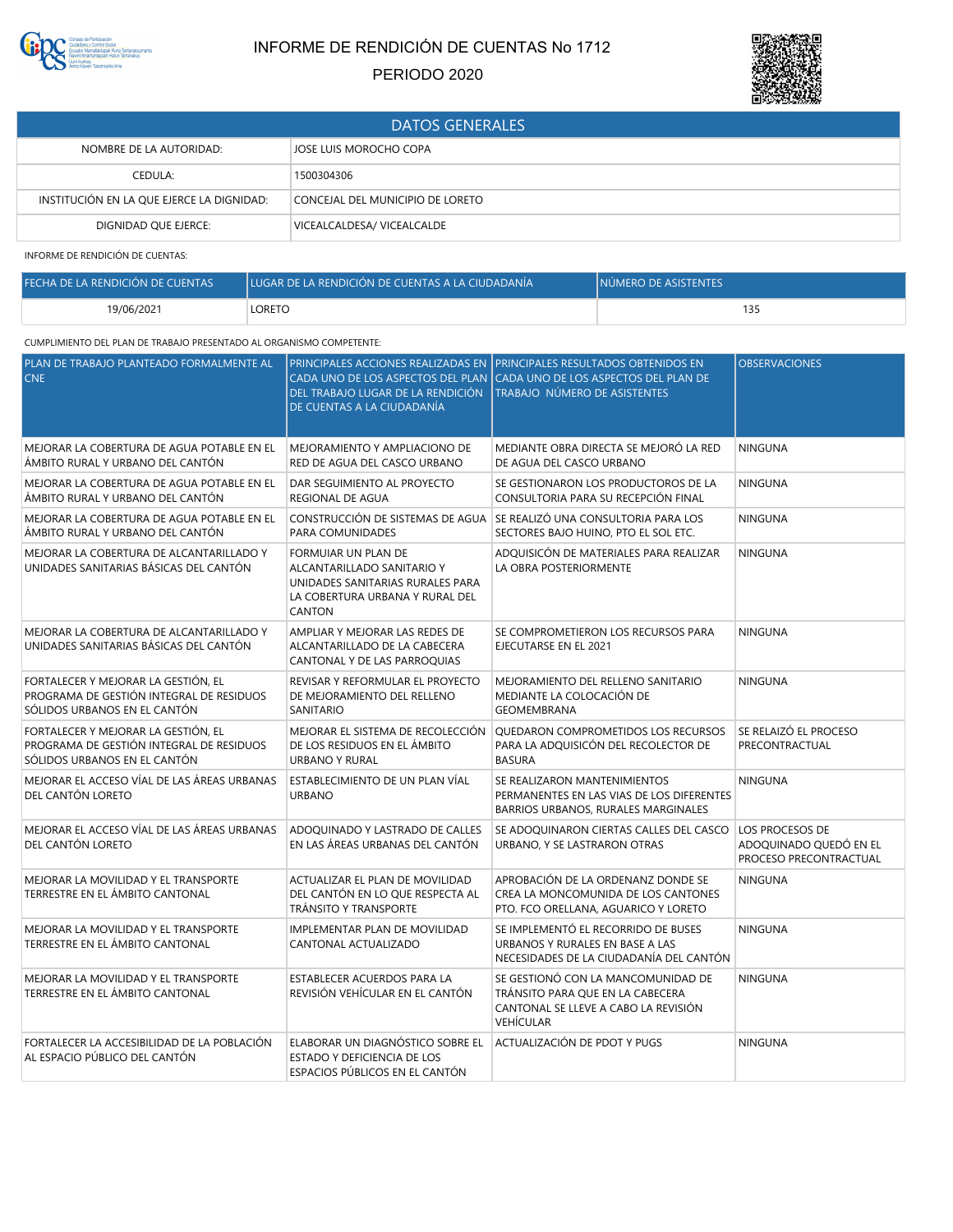# INFORME DE RENDICIÓN DE CUENTAS No 1712

PERIODO 2020

| DATOS GENERALES | |
|---|---|
| NOMBRE DE LA AUTORIDAD: | JOSE LUIS MOROCHO COPA |
| CEDULA: | 1500304306 |
| INSTITUCIÓN EN LA QUE EJERCE LA DIGNIDAD: | CONCEJAL DEL MUNICIPIO DE LORETO |
| DIGNIDAD QUE EJERCE: | VICEALCALDESA/ VICEALCALDE |

INFORME DE RENDICIÓN DE CUENTAS:

| FECHA DE LA RENDICIÓN DE CUENTAS | LUGAR DE LA RENDICIÓN DE CUENTAS A LA CIUDADANÍA | NÚMERO DE ASISTENTES |
|---|---|---|
| 19/06/2021 | LORETO | 135 |

CUMPLIMIENTO DEL PLAN DE TRABAJO PRESENTADO AL ORGANISMO COMPETENTE:

| PLAN DE TRABAJO PLANTEADO FORMALMENTE AL CNE | PRINCIPALES ACCIONES REALIZADAS EN CADA UNO DE LOS ASPECTOS DEL PLAN DEL TRABAJO LUGAR DE LA RENDICIÓN DE CUENTAS A LA CIUDADANÍA | PRINCIPALES RESULTADOS OBTENIDOS EN CADA UNO DE LOS ASPECTOS DEL PLAN DE TRABAJO NÚMERO DE ASISTENTES | OBSERVACIONES |
|---|---|---|---|
| MEJORAR LA COBERTURA DE AGUA POTABLE EN EL ÁMBITO RURAL Y URBANO DEL CANTÓN | MEJORAMIENTO Y AMPLIACIONO DE RED DE AGUA DEL CASCO URBANO | MEDIANTE OBRA DIRECTA SE MEJORÓ LA RED DE AGUA DEL CASCO URBANO | NINGUNA |
| MEJORAR LA COBERTURA DE AGUA POTABLE EN EL ÁMBITO RURAL Y URBANO DEL CANTÓN | DAR SEGUIMIENTO AL PROYECTO REGIONAL DE AGUA | SE GESTIONARON LOS PRODUCTOROS DE LA CONSULTORIA PARA SU RECEPCIÓN FINAL | NINGUNA |
| MEJORAR LA COBERTURA DE AGUA POTABLE EN EL ÁMBITO RURAL Y URBANO DEL CANTÓN | CONSTRUCCIÓN DE SISTEMAS DE AGUA PARA COMUNIDADES | SE REALIZÓ UNA CONSULTORIA PARA LOS SECTORES BAJO HUINO, PTO EL SOL ETC. | NINGUNA |
| MEJORAR LA COBERTURA DE ALCANTARILLADO Y UNIDADES SANITARIAS BÁSICAS DEL CANTÓN | FORMUIAR UN PLAN DE ALCANTARILLADO SANITARIO Y UNIDADES SANITARIAS RURALES PARA LA COBERTURA URBANA Y RURAL DEL CANTON | ADQUISICIÓN DE MATERIALES PARA REALIZAR LA OBRA POSTERIORMENTE | NINGUNA |
| MEJORAR LA COBERTURA DE ALCANTARILLADO Y UNIDADES SANITARIAS BÁSICAS DEL CANTÓN | AMPLIAR Y MEJORAR LAS REDES DE ALCANTARILLADO DE LA CABECERA CANTONAL Y DE LAS PARROQUIAS | SE COMPROMETIERON LOS RECURSOS PARA EJECUTARSE EN EL 2021 | NINGUNA |
| FORTALECER Y MEJORAR LA GESTIÓN, EL PROGRAMA DE GESTIÓN INTEGRAL DE RESIDUOS SÓLIDOS URBANOS EN EL CANTÓN | REVISAR Y REFORMULAR EL PROYECTO DE MEJORAMIENTO DEL RELLENO SANITARIO | MEJORAMIENTO DEL RELLENO SANITARIO MEDIANTE LA COLOCACIÓN DE GEOMEMBRANA | NINGUNA |
| FORTALECER Y MEJORAR LA GESTIÓN, EL PROGRAMA DE GESTIÓN INTEGRAL DE RESIDUOS SÓLIDOS URBANOS EN EL CANTÓN | MEJORAR EL SISTEMA DE RECOLECCIÓN DE LOS RESIDUOS EN EL ÁMBITO URBANO Y RURAL | QUEDARON COMPROMETIDOS LOS RECURSOS PARA LA ADQUISICIÓN DEL RECOLECTOR DE BASURA | SE RELAIZÓ EL PROCESO PRECONTRACTUAL |
| MEJORAR EL ACCESO VÍAL DE LAS ÁREAS URBANAS DEL CANTÓN LORETO | ESTABLECIMIENTO DE UN PLAN VÍAL URBANO | SE REALIZARON MANTENIMIENTOS PERMANENTES EN LAS VIAS DE LOS DIFERENTES BARRIOS URBANOS, RURALES MARGINALES | NINGUNA |
| MEJORAR EL ACCESO VÍAL DE LAS ÁREAS URBANAS DEL CANTÓN LORETO | ADOQUINADO Y LASTRADO DE CALLES EN LAS ÁREAS URBANAS DEL CANTÓN | SE ADOQUINARON CIERTAS CALLES DEL CASCO URBANO, Y SE LASTRARON OTRAS | LOS PROCESOS DE ADOQUINADO QUEDÓ EN EL PROCESO PRECONTRACTUAL |
| MEJORAR LA MOVILIDAD Y EL TRANSPORTE TERRESTRE EN EL ÁMBITO CANTONAL | ACTUALIZAR EL PLAN DE MOVILIDAD DEL CANTÓN EN LO QUE RESPECTA AL TRÁNSITO Y TRANSPORTE | APROBACIÓN DE LA ORDENANZ DONDE SE CREA LA MONCOMUNIDA DE LOS CANTONES PTO. FCO ORELLANA, AGUARICO Y LORETO | NINGUNA |
| MEJORAR LA MOVILIDAD Y EL TRANSPORTE TERRESTRE EN EL ÁMBITO CANTONAL | IMPLEMENTAR PLAN DE MOVILIDAD CANTONAL ACTUALIZADO | SE IMPLEMENTÓ EL RECORRIDO DE BUSES URBANOS Y RURALES EN BASE A LAS NECESIDADES DE LA CIUDADANÍA DEL CANTÓN | NINGUNA |
| MEJORAR LA MOVILIDAD Y EL TRANSPORTE TERRESTRE EN EL ÁMBITO CANTONAL | ESTABLECER ACUERDOS PARA LA REVISIÓN VEHÍCULAR EN EL CANTÓN | SE GESTIONÓ CON LA MANCOMUNIDAD DE TRÁNSITO PARA QUE EN LA CABECERA CANTONAL SE LLEVE A CABO LA REVISIÓN VEHÍCULAR | NINGUNA |
| FORTALECER LA ACCESIBILIDAD DE LA POBLACIÓN AL ESPACIO PÚBLICO DEL CANTÓN | ELABORAR UN DIAGNÓSTICO SOBRE EL ESTADO Y DEFICIENCIA DE LOS ESPACIOS PÚBLICOS EN EL CANTÓN | ACTUALIZACIÓN DE PDOT Y PUGS | NINGUNA |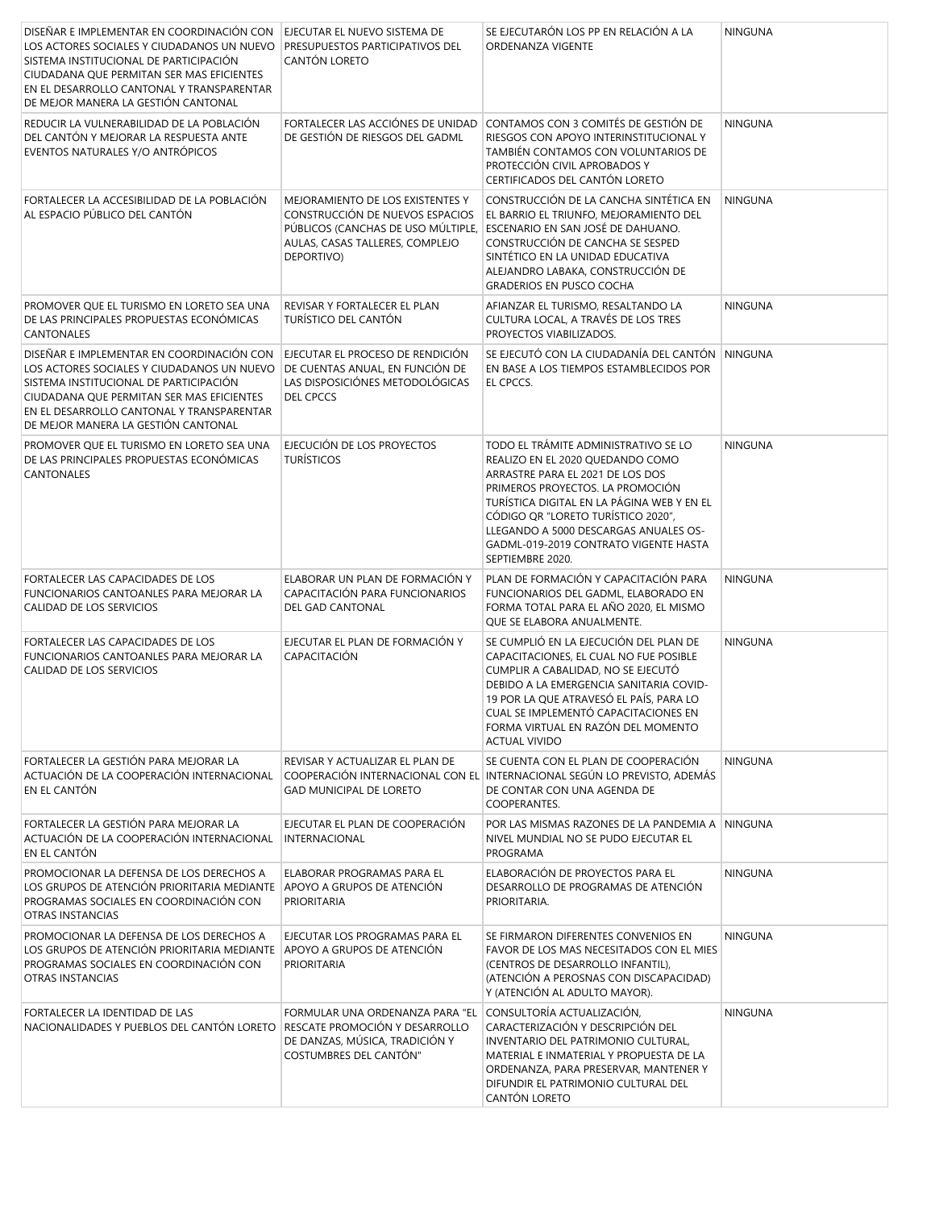| | | | |
|---|---|---|---|
| DISEÑAR E IMPLEMENTAR EN COORDINACIÓN CON LOS ACTORES SOCIALES Y CIUDADANOS UN NUEVO SISTEMA INSTITUCIONAL DE PARTICIPACIÓN CIUDADANA QUE PERMITAN SER MAS EFICIENTES EN EL DESARROLLO CANTONAL Y TRANSPARENTAR DE MEJOR MANERA LA GESTIÓN CANTONAL | EJECUTAR EL NUEVO SISTEMA DE PRESUPUESTOS PARTICIPATIVOS DEL CANTÓN LORETO | SE EJECUTARÓN LOS PP EN RELACIÓN A LA ORDENANZA VIGENTE | NINGUNA |
| REDUCIR LA VULNERABILIDAD DE LA POBLACIÓN DEL CANTÓN Y MEJORAR LA RESPUESTA ANTE EVENTOS NATURALES Y/O ANTRÓPICOS | FORTALECER LAS ACCIÓNES DE UNIDAD DE GESTIÓN DE RIESGOS DEL GADML | CONTAMOS CON 3 COMITÉS DE GESTIÓN DE RIESGOS CON APOYO INTERINSTITUCIONAL Y TAMBIÉN CONTAMOS CON VOLUNTARIOS DE PROTECCIÓN CIVIL APROBADOS Y CERTIFICADOS DEL CANTÓN LORETO | NINGUNA |
| FORTALECER LA ACCESIBILIDAD DE LA POBLACIÓN AL ESPACIO PÚBLICO DEL CANTÓN | MEJORAMIENTO DE LOS EXISTENTES Y CONSTRUCCIÓN DE NUEVOS ESPACIOS PÚBLICOS (CANCHAS DE USO MÚLTIPLE, AULAS, CASAS TALLERES, COMPLEJO DEPORTIVO) | CONSTRUCCIÓN DE LA CANCHA SINTÉTICA EN EL BARRIO EL TRIUNFO, MEJORAMIENTO DEL ESCENARIO EN SAN JOSÉ DE DAHUANO. CONSTRUCCIÓN DE CANCHA SE SESPED SINTÉTICO EN LA UNIDAD EDUCATIVA ALEJANDRO LABAKA, CONSTRUCCIÓN DE GRADERIOS EN PUSCO COCHA | NINGUNA |
| PROMOVER QUE EL TURISMO EN LORETO SEA UNA DE LAS PRINCIPALES PROPUESTAS ECONÓMICAS CANTONALES | REVISAR Y FORTALECER EL PLAN TURÍSTICO DEL CANTÓN | AFIANZAR EL TURISMO, RESALTANDO LA CULTURA LOCAL, A TRAVÉS DE LOS TRES PROYECTOS VIABILIZADOS. | NINGUNA |
| DISEÑAR E IMPLEMENTAR EN COORDINACIÓN CON LOS ACTORES SOCIALES Y CIUDADANOS UN NUEVO SISTEMA INSTITUCIONAL DE PARTICIPACIÓN CIUDADANA QUE PERMITAN SER MAS EFICIENTES EN EL DESARROLLO CANTONAL Y TRANSPARENTAR DE MEJOR MANERA LA GESTIÓN CANTONAL | EJECUTAR EL PROCESO DE RENDICIÓN DE CUENTAS ANUAL, EN FUNCIÓN DE LAS DISPOSICIÓNES METODOLÓGICAS DEL CPCCS | SE EJECUTÓ CON LA CIUDADANÍA DEL CANTÓN EN BASE A LOS TIEMPOS ESTAMBLECIDOS POR EL CPCCS. | NINGUNA |
| PROMOVER QUE EL TURISMO EN LORETO SEA UNA DE LAS PRINCIPALES PROPUESTAS ECONÓMICAS CANTONALES | EJECUCIÓN DE LOS PROYECTOS TURÍSTICOS | TODO EL TRÁMITE ADMINISTRATIVO SE LO REALIZO EN EL 2020 QUEDANDO COMO ARRASTRE PARA EL 2021 DE LOS DOS PRIMEROS PROYECTOS. LA PROMOCIÓN TURÍSTICA DIGITAL EN LA PÁGINA WEB Y EN EL CÓDIGO QR "LORETO TURÍSTICO 2020", LLEGANDO A 5000 DESCARGAS ANUALES OS-GADML-019-2019 CONTRATO VIGENTE HASTA SEPTIEMBRE 2020. | NINGUNA |
| FORTALECER LAS CAPACIDADES DE LOS FUNCIONARIOS CANTOANLES PARA MEJORAR LA CALIDAD DE LOS SERVICIOS | ELABORAR UN PLAN DE FORMACIÓN Y CAPACITACIÓN PARA FUNCIONARIOS DEL GAD CANTONAL | PLAN DE FORMACIÓN Y CAPACITACIÓN PARA FUNCIONARIOS DEL GADML, ELABORADO EN FORMA TOTAL PARA EL AÑO 2020, EL MISMO QUE SE ELABORA ANUALMENTE. | NINGUNA |
| FORTALECER LAS CAPACIDADES DE LOS FUNCIONARIOS CANTOANLES PARA MEJORAR LA CALIDAD DE LOS SERVICIOS | EJECUTAR EL PLAN DE FORMACIÓN Y CAPACITACIÓN | SE CUMPLIÓ EN LA EJECUCIÓN DEL PLAN DE CAPACITACIONES, EL CUAL NO FUE POSIBLE CUMPLIR A CABALIDAD, NO SE EJECUTÓ DEBIDO A LA EMERGENCIA SANITARIA COVID-19 POR LA QUE ATRAVESÓ EL PAÍS, PARA LO CUAL SE IMPLEMENTÓ CAPACITACIONES EN FORMA VIRTUAL EN RAZÓN DEL MOMENTO ACTUAL VIVIDO | NINGUNA |
| FORTALECER LA GESTIÓN PARA MEJORAR LA ACTUACIÓN DE LA COOPERACIÓN INTERNACIONAL EN EL CANTÓN | REVISAR Y ACTUALIZAR EL PLAN DE COOPERACIÓN INTERNACIONAL CON EL GAD MUNICIPAL DE LORETO | SE CUENTA CON EL PLAN DE COOPERACIÓN INTERNACIONAL SEGÚN LO PREVISTO, ADEMÁS DE CONTAR CON UNA AGENDA DE COOPERANTES. | NINGUNA |
| FORTALECER LA GESTIÓN PARA MEJORAR LA ACTUACIÓN DE LA COOPERACIÓN INTERNACIONAL EN EL CANTÓN | EJECUTAR EL PLAN DE COOPERACIÓN INTERNACIONAL | POR LAS MISMAS RAZONES DE LA PANDEMIA A NIVEL MUNDIAL NO SE PUDO EJECUTAR EL PROGRAMA | NINGUNA |
| PROMOCIONAR LA DEFENSA DE LOS DERECHOS A LOS GRUPOS DE ATENCIÓN PRIORITARIA MEDIANTE PROGRAMAS SOCIALES EN COORDINACIÓN CON OTRAS INSTANCIAS | ELABORAR PROGRAMAS PARA EL APOYO A GRUPOS DE ATENCIÓN PRIORITARIA | ELABORACIÓN DE PROYECTOS PARA EL DESARROLLO DE PROGRAMAS DE ATENCIÓN PRIORITARIA. | NINGUNA |
| PROMOCIONAR LA DEFENSA DE LOS DERECHOS A LOS GRUPOS DE ATENCIÓN PRIORITARIA MEDIANTE PROGRAMAS SOCIALES EN COORDINACIÓN CON OTRAS INSTANCIAS | EJECUTAR LOS PROGRAMAS PARA EL APOYO A GRUPOS DE ATENCIÓN PRIORITARIA | SE FIRMARON DIFERENTES CONVENIOS EN FAVOR DE LOS MAS NECESITADOS CON EL MIES (CENTROS DE DESARROLLO INFANTIL), (ATENCIÓN A PEROSNAS CON DISCAPACIDAD) Y (ATENCIÓN AL ADULTO MAYOR). | NINGUNA |
| FORTALECER LA IDENTIDAD DE LAS NACIONALIDADES Y PUEBLOS DEL CANTÓN LORETO | FORMULAR UNA ORDENANZA PARA "EL RESCATE PROMOCIÓN Y DESARROLLO DE DANZAS, MÚSICA, TRADICIÓN Y COSTUMBRES DEL CANTÓN" | CONSULTORÍA ACTUALIZACIÓN, CARACTERIZACIÓN Y DESCRIPCIÓN DEL INVENTARIO DEL PATRIMONIO CULTURAL, MATERIAL E INMATERIAL Y PROPUESTA DE LA ORDENANZA, PARA PRESERVAR, MANTENER Y DIFUNDIR EL PATRIMONIO CULTURAL DEL CANTÓN LORETO | NINGUNA |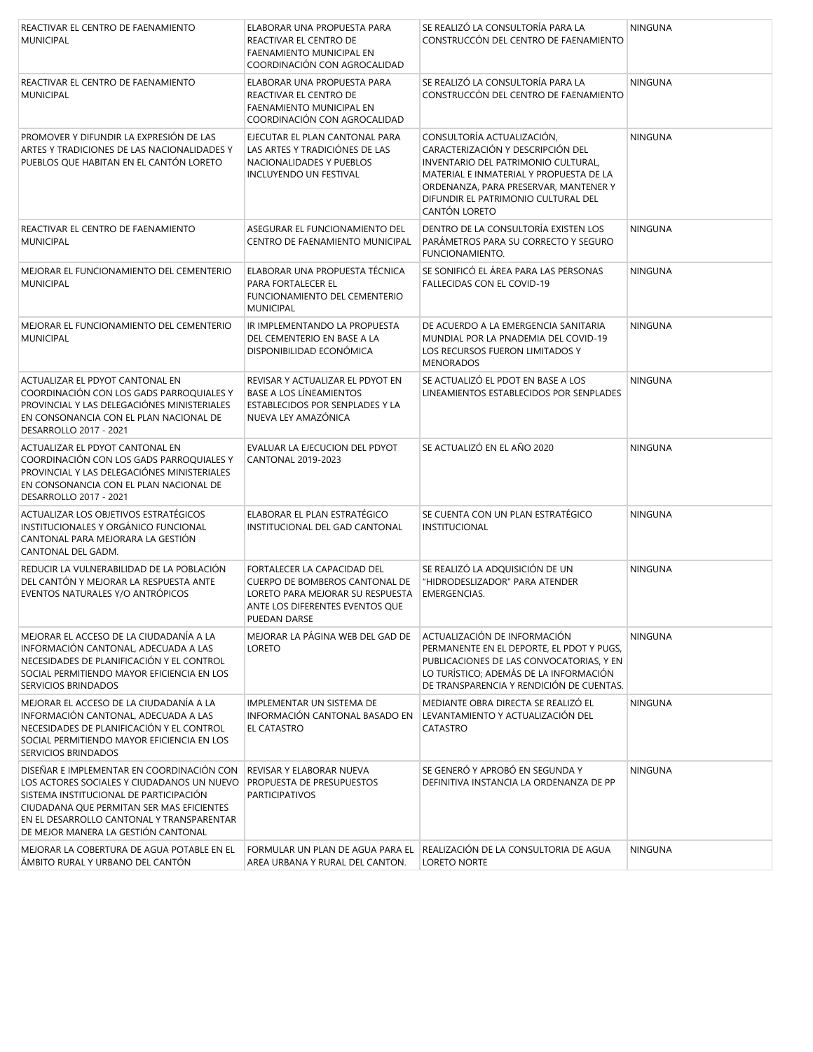| | | | |
|---|---|---|---|
| REACTIVAR EL CENTRO DE FAENAMIENTO MUNICIPAL | ELABORAR UNA PROPUESTA PARA REACTIVAR EL CENTRO DE FAENAMIENTO MUNICIPAL EN COORDINACIÓN CON AGROCALIDAD | SE REALIZÓ LA CONSULTORÍA PARA LA CONSTRUCCÓN DEL CENTRO DE FAENAMIENTO | NINGUNA |
| REACTIVAR EL CENTRO DE FAENAMIENTO MUNICIPAL | ELABORAR UNA PROPUESTA PARA REACTIVAR EL CENTRO DE FAENAMIENTO MUNICIPAL EN COORDINACIÓN CON AGROCALIDAD | SE REALIZÓ LA CONSULTORÍA PARA LA CONSTRUCCÓN DEL CENTRO DE FAENAMIENTO | NINGUNA |
| PROMOVER Y DIFUNDIR LA EXPRESIÓN DE LAS ARTES Y TRADICIONES DE LAS NACIONALIDADES Y PUEBLOS QUE HABITAN EN EL CANTÓN LORETO | EJECUTAR EL PLAN CANTONAL PARA LAS ARTES Y TRADICIÓNES DE LAS NACIONALIDADES Y PUEBLOS INCLUYENDO UN FESTIVAL | CONSULTORÍA ACTUALIZACIÓN, CARACTERIZACIÓN Y DESCRIPCIÓN DEL INVENTARIO DEL PATRIMONIO CULTURAL, MATERIAL E INMATERIAL Y PROPUESTA DE LA ORDENANZA, PARA PRESERVAR, MANTENER Y DIFUNDIR EL PATRIMONIO CULTURAL DEL CANTÓN LORETO | NINGUNA |
| REACTIVAR EL CENTRO DE FAENAMIENTO MUNICIPAL | ASEGURAR EL FUNCIONAMIENTO DEL CENTRO DE FAENAMIENTO MUNICIPAL | DENTRO DE LA CONSULTORÍA EXISTEN LOS PARÁMETROS PARA SU CORRECTO Y SEGURO FUNCIONAMIENTO. | NINGUNA |
| MEJORAR EL FUNCIONAMIENTO DEL CEMENTERIO MUNICIPAL | ELABORAR UNA PROPUESTA TÉCNICA PARA FORTALECER EL FUNCIONAMIENTO DEL CEMENTERIO MUNICIPAL | SE SONIFICÓ EL ÁREA PARA LAS PERSONAS FALLECIDAS CON EL COVID-19 | NINGUNA |
| MEJORAR EL FUNCIONAMIENTO DEL CEMENTERIO MUNICIPAL | IR IMPLEMENTANDO LA PROPUESTA DEL CEMENTERIO EN BASE A LA DISPONIBILIDAD ECONÓMICA | DE ACUERDO A LA EMERGENCIA SANITARIA MUNDIAL POR LA PNADEMIA DEL COVID-19 LOS RECURSOS FUERON LIMITADOS Y MENORADOS | NINGUNA |
| ACTUALIZAR EL PDYOT CANTONAL EN COORDINACIÓN CON LOS GADS PARROQUIALES Y PROVINCIAL Y LAS DELEGACIÓNES MINISTERIALES EN CONSONANCIA CON EL PLAN NACIONAL DE DESARROLLO 2017 - 2021 | REVISAR Y ACTUALIZAR EL PDYOT EN BASE A LOS LÍNEAMIENTOS ESTABLECIDOS POR SENPLADES Y LA NUEVA LEY AMAZÓNICA | SE ACTUALIZÓ EL PDOT EN BASE A LOS LINEAMIENTOS ESTABLECIDOS POR SENPLADES | NINGUNA |
| ACTUALIZAR EL PDYOT CANTONAL EN COORDINACIÓN CON LOS GADS PARROQUIALES Y PROVINCIAL Y LAS DELEGACIÓNES MINISTERIALES EN CONSONANCIA CON EL PLAN NACIONAL DE DESARROLLO 2017 - 2021 | EVALUAR LA EJECUCION DEL PDYOT CANTONAL 2019-2023 | SE ACTUALIZÓ EN EL AÑO 2020 | NINGUNA |
| ACTUALIZAR LOS OBJETIVOS ESTRATÉGICOS INSTITUCIONALES Y ORGÁNICO FUNCIONAL CANTONAL PARA MEJORARA LA GESTIÓN CANTONAL DEL GADM. | ELABORAR EL PLAN ESTRATÉGICO INSTITUCIONAL DEL GAD CANTONAL | SE CUENTA CON UN PLAN ESTRATÉGICO INSTITUCIONAL | NINGUNA |
| REDUCIR LA VULNERABILIDAD DE LA POBLACIÓN DEL CANTÓN Y MEJORAR LA RESPUESTA ANTE EVENTOS NATURALES Y/O ANTRÓPICOS | FORTALECER LA CAPACIDAD DEL CUERPO DE BOMBEROS CANTONAL DE LORETO PARA MEJORAR SU RESPUESTA ANTE LOS DIFERENTES EVENTOS QUE PUEDAN DARSE | SE REALIZÓ LA ADQUISICIÓN DE UN "HIDRODESLIZADOR" PARA ATENDER EMERGENCIAS. | NINGUNA |
| MEJORAR EL ACCESO DE LA CIUDADANÍA A LA INFORMACIÓN CANTONAL, ADECUADA A LAS NECESIDADES DE PLANIFICACIÓN Y EL CONTROL SOCIAL PERMITIENDO MAYOR EFICIENCIA EN LOS SERVICIOS BRINDADOS | MEJORAR LA PÁGINA WEB DEL GAD DE LORETO | ACTUALIZACIÓN DE INFORMACIÓN PERMANENTE EN EL DEPORTE, EL PDOT Y PUGS, PUBLICACIONES DE LAS CONVOCATORIAS, Y EN LO TURÍSTICO; ADEMÁS DE LA INFORMACIÓN DE TRANSPARENCIA Y RENDICIÓN DE CUENTAS. | NINGUNA |
| MEJORAR EL ACCESO DE LA CIUDADANÍA A LA INFORMACIÓN CANTONAL, ADECUADA A LAS NECESIDADES DE PLANIFICACIÓN Y EL CONTROL SOCIAL PERMITIENDO MAYOR EFICIENCIA EN LOS SERVICIOS BRINDADOS | IMPLEMENTAR UN SISTEMA DE INFORMACIÓN CANTONAL BASADO EN EL CATASTRO | MEDIANTE OBRA DIRECTA SE REALIZÓ EL LEVANTAMIENTO Y ACTUALIZACIÓN DEL CATASTRO | NINGUNA |
| DISEÑAR E IMPLEMENTAR EN COORDINACIÓN CON LOS ACTORES SOCIALES Y CIUDADANOS UN NUEVO SISTEMA INSTITUCIONAL DE PARTICIPACIÓN CIUDADANA QUE PERMITAN SER MAS EFICIENTES EN EL DESARROLLO CANTONAL Y TRANSPARENTAR DE MEJOR MANERA LA GESTIÓN CANTONAL | REVISAR Y ELABORAR NUEVA PROPUESTA DE PRESUPUESTOS PARTICIPATIVOS | SE GENERÓ Y APROBÓ EN SEGUNDA Y DEFINITIVA INSTANCIA LA ORDENANZA DE PP | NINGUNA |
| MEJORAR LA COBERTURA DE AGUA POTABLE EN EL ÁMBITO RURAL Y URBANO DEL CANTÓN | FORMULAR UN PLAN DE AGUA PARA EL AREA URBANA Y RURAL DEL CANTON. | REALIZACIÓN DE LA CONSULTORIA DE AGUA LORETO NORTE | NINGUNA |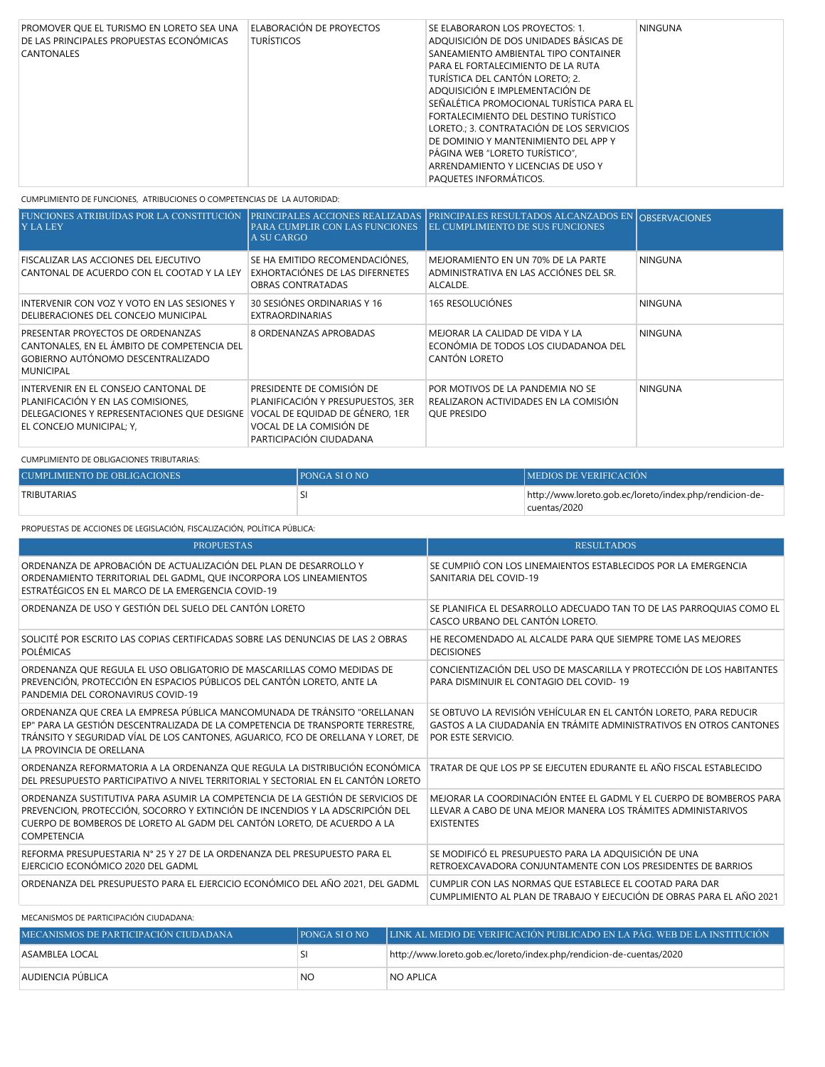| | | | |
|---|---|---|---|
| PROMOVER QUE EL TURISMO EN LORETO SEA UNA DE LAS PRINCIPALES PROPUESTAS ECONÓMICAS CANTONALES | ELABORACIÓN DE PROYECTOS TURÍSTICOS | SE ELABORARON LOS PROYECTOS: 1. ADQUISICIÓN DE DOS UNIDADES BÁSICAS DE SANEAMIENTO AMBIENTAL TIPO CONTAINER PARA EL FORTALECIMIENTO DE LA RUTA TURÍSTICA DEL CANTÓN LORETO; 2. ADQUISICIÓN E IMPLEMENTACIÓN DE SEÑALÉTICA PROMOCIONAL TURÍSTICA PARA EL FORTALECIMIENTO DEL DESTINO TURÍSTICO LORETO.; 3. CONTRATACIÓN DE LOS SERVICIOS DE DOMINIO Y MANTENIMIENTO DEL APP Y PÁGINA WEB "LORETO TURÍSTICO", ARRENDAMIENTO Y LICENCIAS DE USO Y PAQUETES INFORMÁTICOS. | NINGUNA |

CUMPLIMIENTO DE FUNCIONES, ATRIBUCIONES O COMPETENCIAS DE LA AUTORIDAD:

| FUNCIONES ATRIBUÍDAS POR LA CONSTITUCIÓN Y LA LEY | PRINCIPALES ACCIONES REALIZADAS PARA CUMPLIR CON LAS FUNCIONES A SU CARGO | PRINCIPALES RESULTADOS ALCANZADOS EN EL CUMPLIMIENTO DE SUS FUNCIONES | OBSERVACIONES |
|---|---|---|---|
| FISCALIZAR LAS ACCIONES DEL EJECUTIVO CANTONAL DE ACUERDO CON EL COOTAD Y LA LEY | SE HA EMITIDO RECOMENDACIÓNES, EXHORTACIÓNES DE LAS DIFERNETES OBRAS CONTRATADAS | MEJORAMIENTO EN UN 70% DE LA PARTE ADMINISTRATIVA EN LAS ACCIÓNES DEL SR. ALCALDE. | NINGUNA |
| INTERVENIR CON VOZ Y VOTO EN LAS SESIONES Y DELIBERACIONES DEL CONCEJO MUNICIPAL | 30 SESIÓNES ORDINARIAS Y 16 EXTRAORDINARIAS | 165 RESOLUCIÓNES | NINGUNA |
| PRESENTAR PROYECTOS DE ORDENANZAS CANTONALES, EN EL ÁMBITO DE COMPETENCIA DEL GOBIERNO AUTÓNOMO DESCENTRALIZADO MUNICIPAL | 8 ORDENANZAS APROBADAS | MEJORAR LA CALIDAD DE VIDA Y LA ECONÓMIA DE TODOS LOS CIUDADANOA DEL CANTÓN LORETO | NINGUNA |
| INTERVENIR EN EL CONSEJO CANTONAL DE PLANIFICACIÓN Y EN LAS COMISIONES, DELEGACIONES Y REPRESENTACIONES QUE DESIGNE EL CONCEJO MUNICIPAL; Y, | PRESIDENTE DE COMISIÓN DE PLANIFICACIÓN Y PRESUPUESTOS, 3ER VOCAL DE EQUIDAD DE GÉNERO, 1ER VOCAL DE LA COMISIÓN DE PARTICIPACIÓN CIUDADANA | POR MOTIVOS DE LA PANDEMIA NO SE REALIZARON ACTIVIDADES EN LA COMISIÓN QUE PRESIDO | NINGUNA |

CUMPLIMIENTO DE OBLIGACIONES TRIBUTARIAS:

| CUMPLIMIENTO DE OBLIGACIONES | PONGA SI O NO | MEDIOS DE VERIFICACIÓN |
|---|---|---|
| TRIBUTARIAS | SI | http://www.loreto.gob.ec/loreto/index.php/rendicion-de-cuentas/2020 |

PROPUESTAS DE ACCIONES DE LEGISLACIÓN, FISCALIZACIÓN, POLÍTICA PÚBLICA:

| PROPUESTAS | RESULTADOS |
|---|---|
| ORDENANZA DE APROBACIÓN DE ACTUALIZACIÓN DEL PLAN DE DESARROLLO Y ORDENAMIENTO TERRITORIAL DEL GADML, QUE INCORPORA LOS LINEAMIENTOS ESTRATÉGICOS EN EL MARCO DE LA EMERGENCIA COVID-19 | SE CUMPIIÓ CON LOS LINEMAIENTOS ESTABLECIDOS POR LA EMERGENCIA SANITARIA DEL COVID-19 |
| ORDENANZA DE USO Y GESTIÓN DEL SUELO DEL CANTÓN LORETO | SE PLANIFICA EL DESARROLLO ADECUADO TAN TO DE LAS PARROQUIAS COMO EL CASCO URBANO DEL CANTÓN LORETO. |
| SOLICITÉ POR ESCRITO LAS COPIAS CERTIFICADAS SOBRE LAS DENUNCIAS DE LAS 2 OBRAS POLÉMICAS | HE RECOMENDADO AL ALCALDE PARA QUE SIEMPRE TOME LAS MEJORES DECISIONES |
| ORDENANZA QUE REGULA EL USO OBLIGATORIO DE MASCARILLAS COMO MEDIDAS DE PREVENCIÓN, PROTECCIÓN EN ESPACIOS PÚBLICOS DEL CANTÓN LORETO, ANTE LA PANDEMIA DEL CORONAVIRUS COVID-19 | CONCIENTIZACIÓN DEL USO DE MASCARILLA Y PROTECCIÓN DE LOS HABITANTES PARA DISMINUIR EL CONTAGIO DEL COVID- 19 |
| ORDENANZA QUE CREA LA EMPRESA PÚBLICA MANCOMUNADA DE TRÁNSITO "ORELLANAN EP" PARA LA GESTIÓN DESCENTRALIZADA DE LA COMPETENCIA DE TRANSPORTE TERRESTRE, TRÁNSITO Y SEGURIDAD VÍAL DE LOS CANTONES, AGUARICO, FCO DE ORELLANA Y LORET, DE LA PROVINCIA DE ORELLANA | SE OBTUVO LA REVISIÓN VEHÍCULAR EN EL CANTÓN LORETO, PARA REDUCIR GASTOS A LA CIUDADANÍA EN TRÁMITE ADMINISTRATIVOS EN OTROS CANTONES POR ESTE SERVICIO. |
| ORDENANZA REFORMATORIA A LA ORDENANZA QUE REGULA LA DISTRIBUCIÓN ECONÓMICA DEL PRESUPUESTO PARTICIPATIVO A NIVEL TERRITORIAL Y SECTORIAL EN EL CANTÓN LORETO | TRATAR DE QUE LOS PP SE EJECUTEN EDURANTE EL AÑO FISCAL ESTABLECIDO |
| ORDENANZA SUSTITUTIVA PARA ASUMIR LA COMPETENCIA DE LA GESTIÓN DE SERVICIOS DE PREVENCION, PROTECCIÓN, SOCORRO Y EXTINCIÓN DE INCENDIOS Y LA ADSCRIPCIÓN DEL CUERPO DE BOMBEROS DE LORETO AL GADM DEL CANTÓN LORETO, DE ACUERDO A LA COMPETENCIA | MEJORAR LA COORDINACIÓN ENTEE EL GADML Y EL CUERPO DE BOMBEROS PARA LLEVAR A CABO DE UNA MEJOR MANERA LOS TRÁMITES ADMINISTARIVOS EXISTENTES |
| REFORMA PRESUPUESTARIA N° 25 Y 27 DE LA ORDENANZA DEL PRESUPUESTO PARA EL EJERCICIO ECONÓMICO 2020 DEL GADML | SE MODIFICÓ EL PRESUPUESTO PARA LA ADQUISICIÓN DE UNA RETROEXCAVADORA CONJUNTAMENTE CON LOS PRESIDENTES DE BARRIOS |
| ORDENANZA DEL PRESUPUESTO PARA EL EJERCICIO ECONÓMICO DEL AÑO 2021, DEL GADML | CUMPLIR CON LAS NORMAS QUE ESTABLECE EL COOTAD PARA DAR CUMPLIMIENTO AL PLAN DE TRABAJO Y EJECUCIÓN DE OBRAS PARA EL AÑO 2021 |

MECANISMOS DE PARTICIPACIÓN CIUDADANA:

| MECANISMOS DE PARTICIPACIÓN CIUDADANA | PONGA SI O NO | LINK AL MEDIO DE VERIFICACIÓN PUBLICADO EN LA PÁG. WEB DE LA INSTITUCIÓN |
|---|---|---|
| ASAMBLEA LOCAL | SI | http://www.loreto.gob.ec/loreto/index.php/rendicion-de-cuentas/2020 |
| AUDIENCIA PÚBLICA | NO | NO APLICA |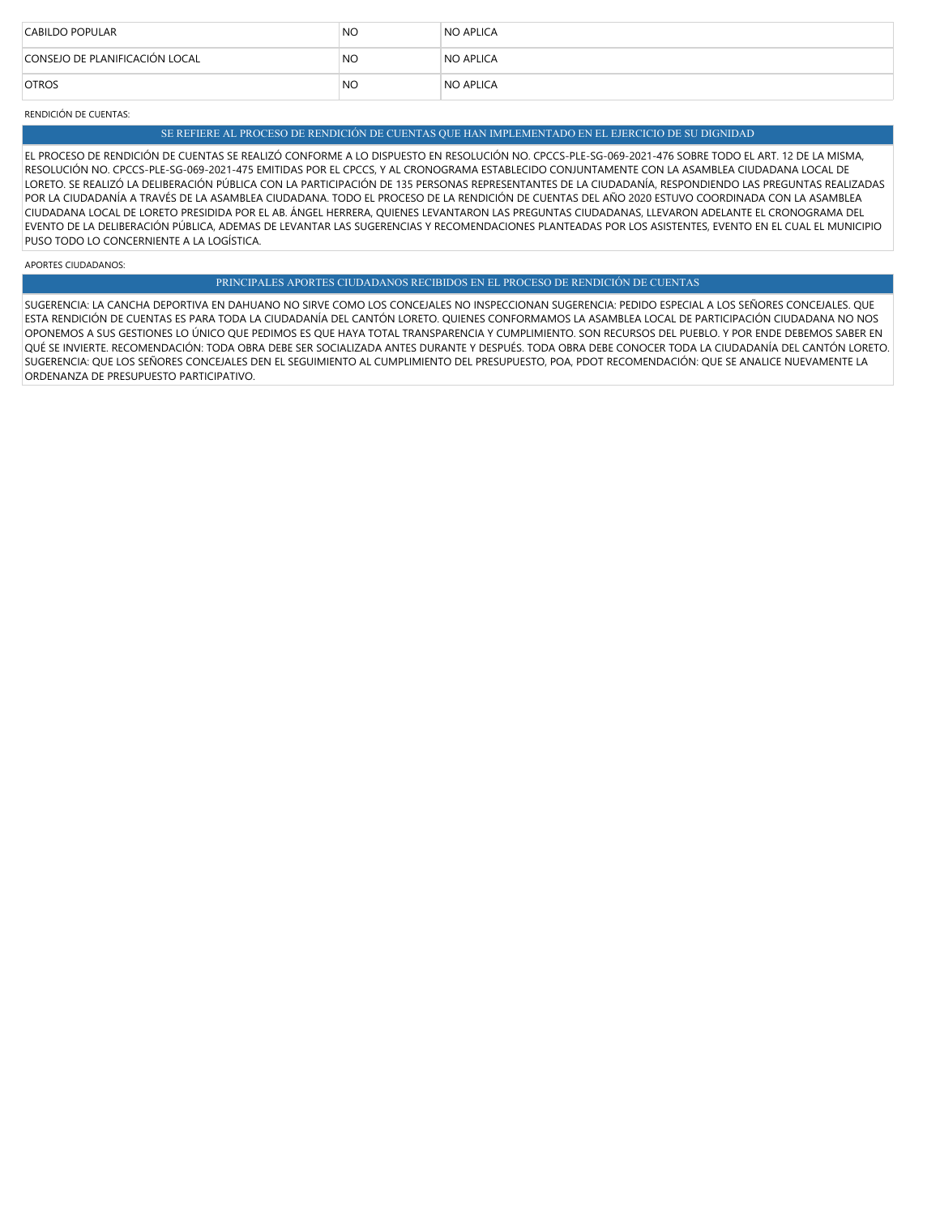| | | |
|---|---|---|
| CABILDO POPULAR | NO | NO APLICA |
| CONSEJO DE PLANIFICACIÓN LOCAL | NO | NO APLICA |
| OTROS | NO | NO APLICA |

RENDICIÓN DE CUENTAS:

| SE REFIERE AL PROCESO DE RENDICIÓN DE CUENTAS QUE HAN IMPLEMENTADO EN EL EJERCICIO DE SU DIGNIDAD |
|---|
| EL PROCESO DE RENDICIÓN DE CUENTAS SE REALIZÓ CONFORME A LO DISPUESTO EN RESOLUCIÓN NO. CPCCS-PLE-SG-069-2021-476 SOBRE TODO EL ART. 12 DE LA MISMA, RESOLUCIÓN NO. CPCCS-PLE-SG-069-2021-475 EMITIDAS POR EL CPCCS, Y AL CRONOGRAMA ESTABLECIDO CONJUNTAMENTE CON LA ASAMBLEA CIUDADANA LOCAL DE LORETO. SE REALIZÓ LA DELIBERACIÓN PÚBLICA CON LA PARTICIPACIÓN DE 135 PERSONAS REPRESENTANTES DE LA CIUDADANÍA, RESPONDIENDO LAS PREGUNTAS REALIZADAS POR LA CIUDADANÍA A TRAVÉS DE LA ASAMBLEA CIUDADANA. TODO EL PROCESO DE LA RENDICIÓN DE CUENTAS DEL AÑO 2020 ESTUVO COORDINADA CON LA ASAMBLEA CIUDADANA LOCAL DE LORETO PRESIDIDA POR EL AB. ÁNGEL HERRERA, QUIENES LEVANTARON LAS PREGUNTAS CIUDADANAS, LLEVARON ADELANTE EL CRONOGRAMA DEL EVENTO DE LA DELIBERACIÓN PÚBLICA, ADEMAS DE LEVANTAR LAS SUGERENCIAS Y RECOMENDACIONES PLANTEADAS POR LOS ASISTENTES, EVENTO EN EL CUAL EL MUNICIPIO PUSO TODO LO CONCERNIENTE A LA LOGÍSTICA. |

APORTES CIUDADANOS:

| PRINCIPALES APORTES CIUDADANOS RECIBIDOS EN EL PROCESO DE RENDICIÓN DE CUENTAS |
|---|
| SUGERENCIA: LA CANCHA DEPORTIVA EN DAHUANO NO SIRVE COMO LOS CONCEJALES NO INSPECCIONAN SUGERENCIA: PEDIDO ESPECIAL A LOS SEÑORES CONCEJALES. QUE ESTA RENDICIÓN DE CUENTAS ES PARA TODA LA CIUDADANÍA DEL CANTÓN LORETO. QUIENES CONFORMAMOS LA ASAMBLEA LOCAL DE PARTICIPACIÓN CIUDADANA NO NOS OPONEMOS A SUS GESTIONES LO ÚNICO QUE PEDIMOS ES QUE HAYA TOTAL TRANSPARENCIA Y CUMPLIMIENTO. SON RECURSOS DEL PUEBLO. Y POR ENDE DEBEMOS SABER EN QUÉ SE INVIERTE. RECOMENDACIÓN: TODA OBRA DEBE SER SOCIALIZADA ANTES DURANTE Y DESPUÉS. TODA OBRA DEBE CONOCER TODA LA CIUDADANÍA DEL CANTÓN LORETO. SUGERENCIA: QUE LOS SEÑORES CONCEJALES DEN EL SEGUIMIENTO AL CUMPLIMIENTO DEL PRESUPUESTO, POA, PDOT RECOMENDACIÓN: QUE SE ANALICE NUEVAMENTE LA ORDENANZA DE PRESUPUESTO PARTICIPATIVO. |